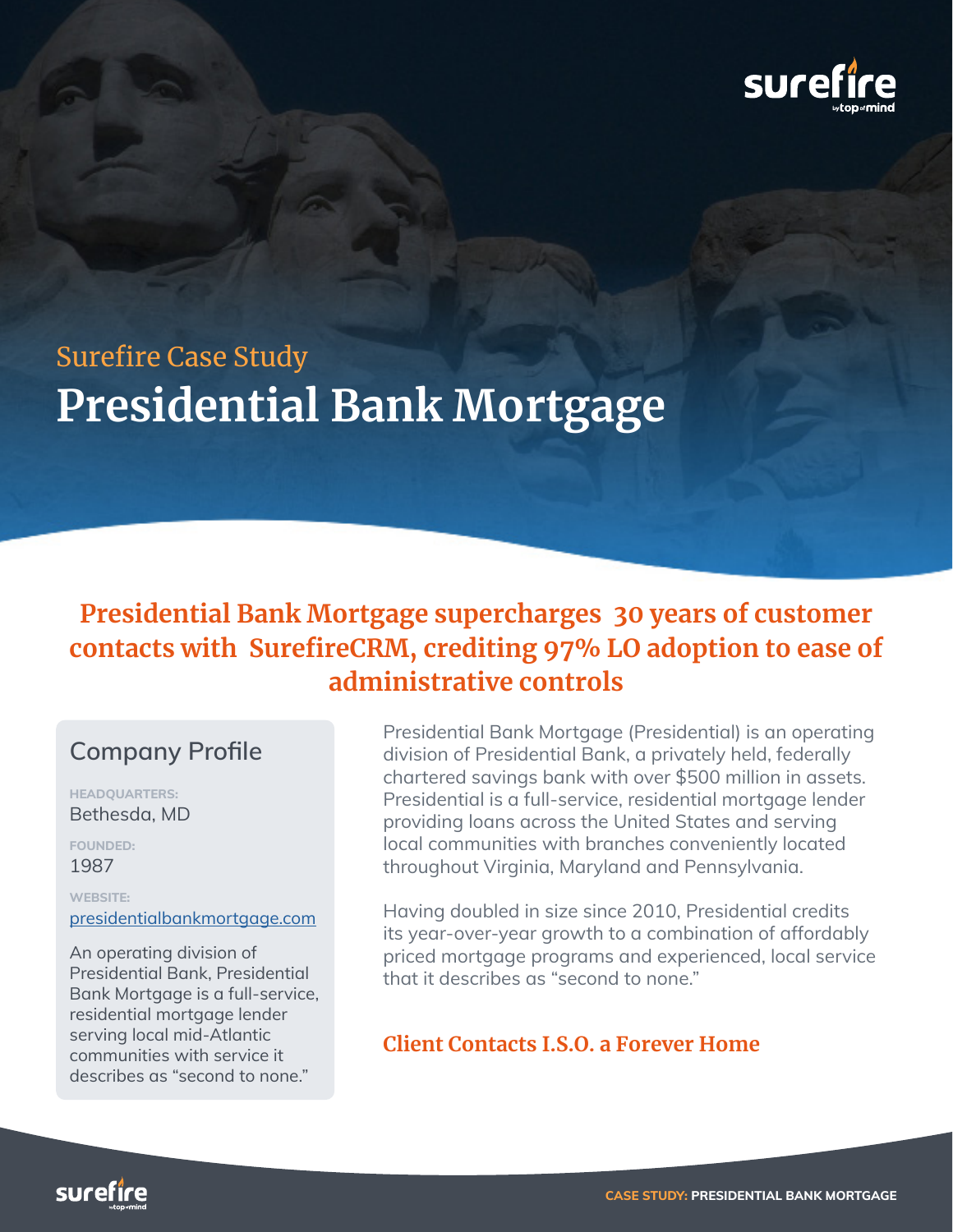Surefire Case Study

# Presidential Bank Mortgage

## Presidential Bank Mortgage supercharges 30 years of customer contacts with SurefireCRM, crediting 97% LO adoption to ease of administrative controls

### Company Profile

**HEADQUARTERS:**
Bethesda, MD

**FOUNDED:**
1987

**WEBSITE:**
presidentialbankmortgage.com

An operating division of Presidential Bank, Presidential Bank Mortgage is a full-service, residential mortgage lender serving local mid-Atlantic communities with service it describes as "second to none."

Presidential Bank Mortgage (Presidential) is an operating division of Presidential Bank, a privately held, federally chartered savings bank with over $500 million in assets. Presidential is a full-service, residential mortgage lender providing loans across the United States and serving local communities with branches conveniently located throughout Virginia, Maryland and Pennsylvania.

Having doubled in size since 2010, Presidential credits its year-over-year growth to a combination of affordably priced mortgage programs and experienced, local service that it describes as "second to none."

### Client Contacts I.S.O. a Forever Home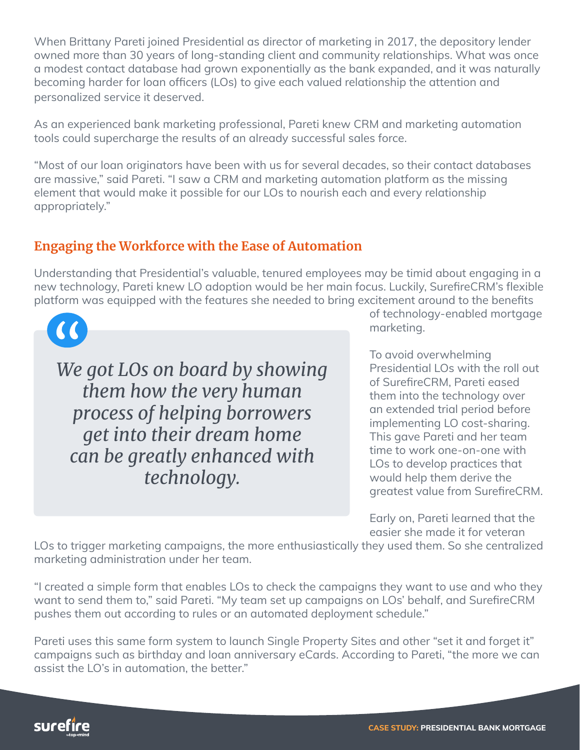When Brittany Pareti joined Presidential as director of marketing in 2017, the depository lender owned more than 30 years of long-standing client and community relationships. What was once a modest contact database had grown exponentially as the bank expanded, and it was naturally becoming harder for loan officers (LOs) to give each valued relationship the attention and personalized service it deserved.

As an experienced bank marketing professional, Pareti knew CRM and marketing automation tools could supercharge the results of an already successful sales force.

"Most of our loan originators have been with us for several decades, so their contact databases are massive," said Pareti. "I saw a CRM and marketing automation platform as the missing element that would make it possible for our LOs to nourish each and every relationship appropriately."

## Engaging the Workforce with the Ease of Automation

Understanding that Presidential's valuable, tenured employees may be timid about engaging in a new technology, Pareti knew LO adoption would be her main focus. Luckily, SurefireCRM's flexible platform was equipped with the features she needed to bring excitement around to the benefits of technology-enabled mortgage marketing.

> *We got LOs on board by showing them how the very human process of helping borrowers get into their dream home can be greatly enhanced with technology.*

To avoid overwhelming Presidential LOs with the roll out of SurefireCRM, Pareti eased them into the technology over an extended trial period before implementing LO cost-sharing. This gave Pareti and her team time to work one-on-one with LOs to develop practices that would help them derive the greatest value from SurefireCRM.

Early on, Pareti learned that the easier she made it for veteran LOs to trigger marketing campaigns, the more enthusiastically they used them. So she centralized marketing administration under her team.

"I created a simple form that enables LOs to check the campaigns they want to use and who they want to send them to," said Pareti. "My team set up campaigns on LOs' behalf, and SurefireCRM pushes them out according to rules or an automated deployment schedule."

Pareti uses this same form system to launch Single Property Sites and other "set it and forget it" campaigns such as birthday and loan anniversary eCards. According to Pareti, "the more we can assist the LO's in automation, the better."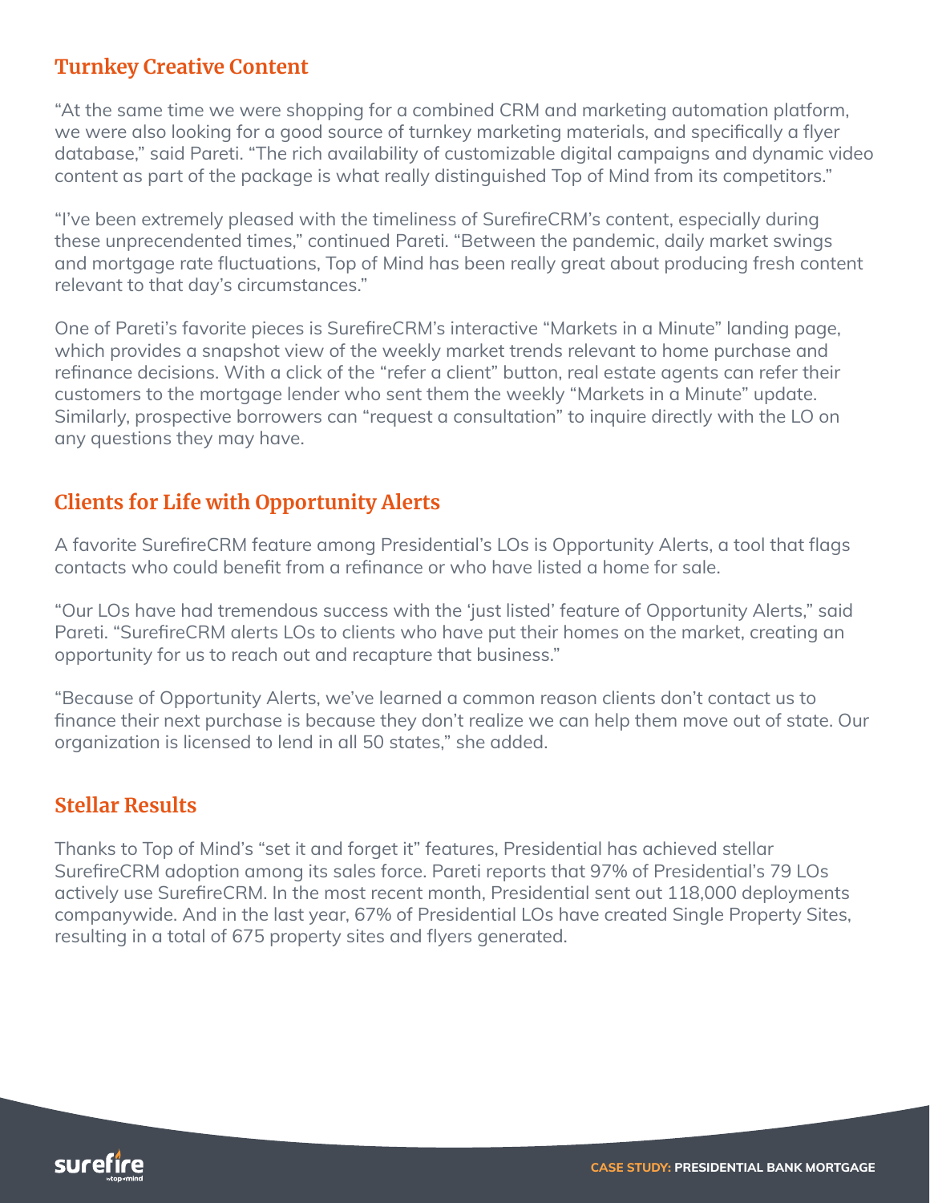## Turnkey Creative Content

"At the same time we were shopping for a combined CRM and marketing automation platform, we were also looking for a good source of turnkey marketing materials, and specifically a flyer database," said Pareti. "The rich availability of customizable digital campaigns and dynamic video content as part of the package is what really distinguished Top of Mind from its competitors."

"I've been extremely pleased with the timeliness of SurefireCRM's content, especially during these unprecendented times," continued Pareti. "Between the pandemic, daily market swings and mortgage rate fluctuations, Top of Mind has been really great about producing fresh content relevant to that day's circumstances."

One of Pareti's favorite pieces is SurefireCRM's interactive "Markets in a Minute" landing page, which provides a snapshot view of the weekly market trends relevant to home purchase and refinance decisions. With a click of the "refer a client" button, real estate agents can refer their customers to the mortgage lender who sent them the weekly "Markets in a Minute" update. Similarly, prospective borrowers can "request a consultation" to inquire directly with the LO on any questions they may have.

## Clients for Life with Opportunity Alerts

A favorite SurefireCRM feature among Presidential's LOs is Opportunity Alerts, a tool that flags contacts who could benefit from a refinance or who have listed a home for sale.

"Our LOs have had tremendous success with the 'just listed' feature of Opportunity Alerts," said Pareti. "SurefireCRM alerts LOs to clients who have put their homes on the market, creating an opportunity for us to reach out and recapture that business."

"Because of Opportunity Alerts, we've learned a common reason clients don't contact us to finance their next purchase is because they don't realize we can help them move out of state. Our organization is licensed to lend in all 50 states," she added.

## Stellar Results

Thanks to Top of Mind's "set it and forget it" features, Presidential has achieved stellar SurefireCRM adoption among its sales force. Pareti reports that 97% of Presidential's 79 LOs actively use SurefireCRM. In the most recent month, Presidential sent out 118,000 deployments companywide. And in the last year, 67% of Presidential LOs have created Single Property Sites, resulting in a total of 675 property sites and flyers generated.